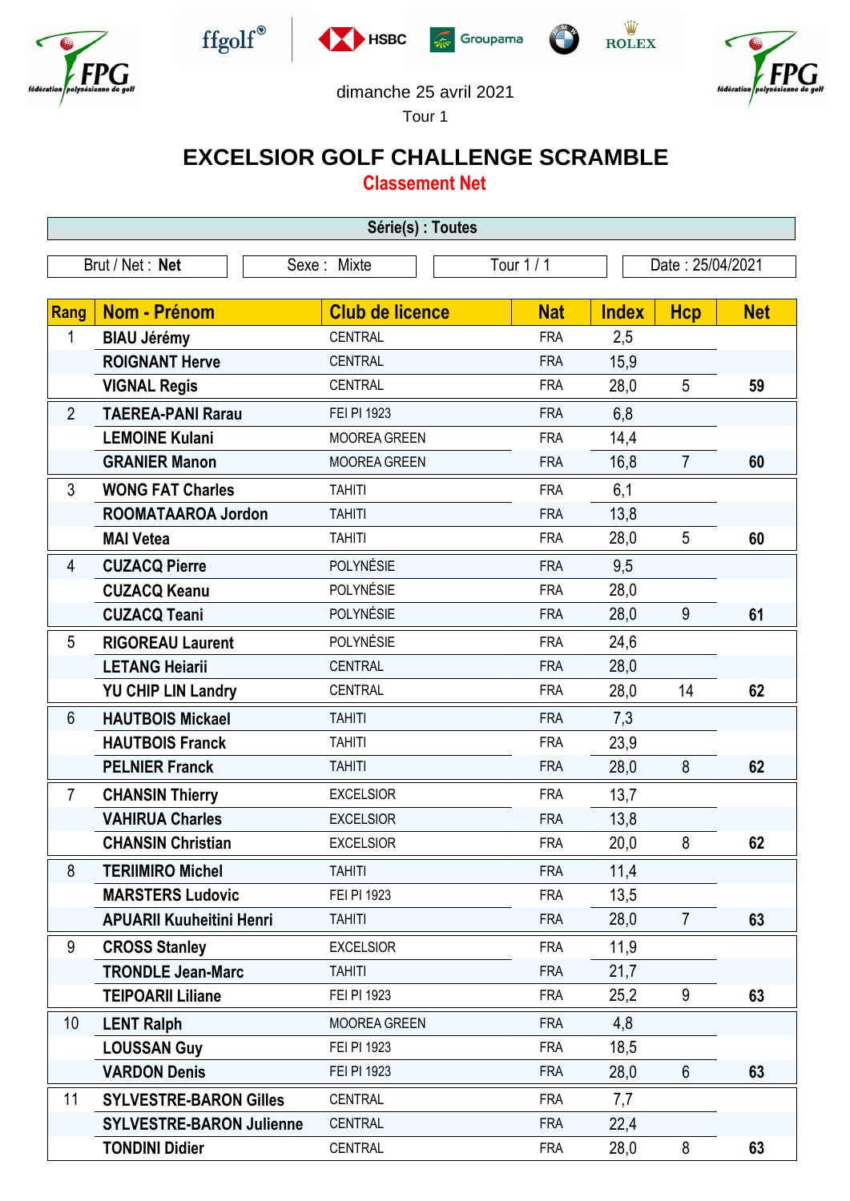dimanche 25 avril 2021

Tour 1

# EXCELSIOR GOLF CHALLENGE SCRAMBLE

## Classement Net

**Série(s) : Toutes**

| Brut / Net : **Net** | Sexe : Mixte | Tour 1 / 1 | Date : 25/04/2021 |
|---|---|---|---|

| Rang | Nom - Prénom | Club de licence | Nat | Index | Hcp | Net |
|---|---|---|---|---|---|---|
| 1 | **BIAU Jérémy** | CENTRAL | FRA | 2,5 | | |
| | **ROIGNANT Herve** | CENTRAL | FRA | 15,9 | | |
| | **VIGNAL Regis** | CENTRAL | FRA | 28,0 | 5 | **59** |
| 2 | **TAEREA-PANI Rarau** | FEI PI 1923 | FRA | 6,8 | | |
| | **LEMOINE Kulani** | MOOREA GREEN | FRA | 14,4 | | |
| | **GRANIER Manon** | MOOREA GREEN | FRA | 16,8 | 7 | **60** |
| 3 | **WONG FAT Charles** | TAHITI | FRA | 6,1 | | |
| | **ROOMATAAROA Jordon** | TAHITI | FRA | 13,8 | | |
| | **MAI Vetea** | TAHITI | FRA | 28,0 | 5 | **60** |
| 4 | **CUZACQ Pierre** | POLYNÉSIE | FRA | 9,5 | | |
| | **CUZACQ Keanu** | POLYNÉSIE | FRA | 28,0 | | |
| | **CUZACQ Teani** | POLYNÉSIE | FRA | 28,0 | 9 | **61** |
| 5 | **RIGOREAU Laurent** | POLYNÉSIE | FRA | 24,6 | | |
| | **LETANG Heiarii** | CENTRAL | FRA | 28,0 | | |
| | **YU CHIP LIN Landry** | CENTRAL | FRA | 28,0 | 14 | **62** |
| 6 | **HAUTBOIS Mickael** | TAHITI | FRA | 7,3 | | |
| | **HAUTBOIS Franck** | TAHITI | FRA | 23,9 | | |
| | **PELNIER Franck** | TAHITI | FRA | 28,0 | 8 | **62** |
| 7 | **CHANSIN Thierry** | EXCELSIOR | FRA | 13,7 | | |
| | **VAHIRUA Charles** | EXCELSIOR | FRA | 13,8 | | |
| | **CHANSIN Christian** | EXCELSIOR | FRA | 20,0 | 8 | **62** |
| 8 | **TERIIMIRO Michel** | TAHITI | FRA | 11,4 | | |
| | **MARSTERS Ludovic** | FEI PI 1923 | FRA | 13,5 | | |
| | **APUARII Kuuheitini Henri** | TAHITI | FRA | 28,0 | 7 | **63** |
| 9 | **CROSS Stanley** | EXCELSIOR | FRA | 11,9 | | |
| | **TRONDLE Jean-Marc** | TAHITI | FRA | 21,7 | | |
| | **TEIPOARII Liliane** | FEI PI 1923 | FRA | 25,2 | 9 | **63** |
| 10 | **LENT Ralph** | MOOREA GREEN | FRA | 4,8 | | |
| | **LOUSSAN Guy** | FEI PI 1923 | FRA | 18,5 | | |
| | **VARDON Denis** | FEI PI 1923 | FRA | 28,0 | 6 | **63** |
| 11 | **SYLVESTRE-BARON Gilles** | CENTRAL | FRA | 7,7 | | |
| | **SYLVESTRE-BARON Julienne** | CENTRAL | FRA | 22,4 | | |
| | **TONDINI Didier** | CENTRAL | FRA | 28,0 | 8 | **63** |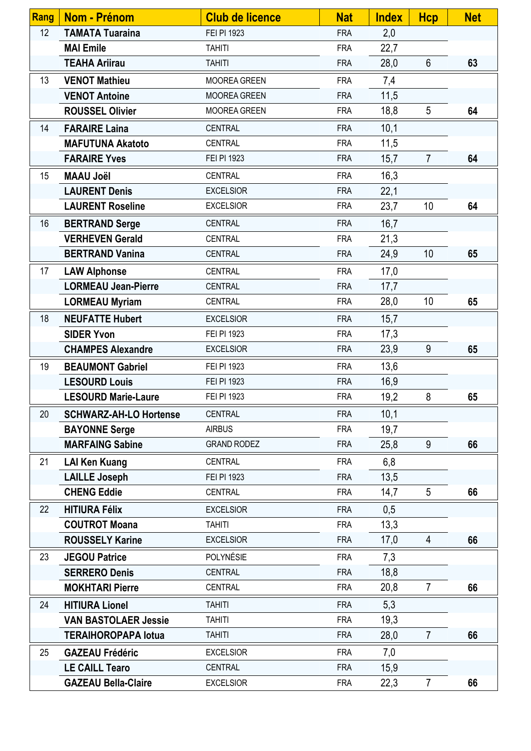| Rang | Nom - Prénom | Club de licence | Nat | Index | Hcp | Net |
|---|---|---|---|---|---|---|
| 12 | TAMATA Tuaraina | FEI PI 1923 | FRA | 2,0 | | |
| | MAI Emile | TAHITI | FRA | 22,7 | | |
| | TEAHA Ariirau | TAHITI | FRA | 28,0 | 6 | 63 |
| 13 | VENOT Mathieu | MOOREA GREEN | FRA | 7,4 | | |
| | VENOT Antoine | MOOREA GREEN | FRA | 11,5 | | |
| | ROUSSEL Olivier | MOOREA GREEN | FRA | 18,8 | 5 | 64 |
| 14 | FARAIRE Laina | CENTRAL | FRA | 10,1 | | |
| | MAFUTUNA Akatoto | CENTRAL | FRA | 11,5 | | |
| | FARAIRE Yves | FEI PI 1923 | FRA | 15,7 | 7 | 64 |
| 15 | MAAU Joël | CENTRAL | FRA | 16,3 | | |
| | LAURENT Denis | EXCELSIOR | FRA | 22,1 | | |
| | LAURENT Roseline | EXCELSIOR | FRA | 23,7 | 10 | 64 |
| 16 | BERTRAND Serge | CENTRAL | FRA | 16,7 | | |
| | VERHEVEN Gerald | CENTRAL | FRA | 21,3 | | |
| | BERTRAND Vanina | CENTRAL | FRA | 24,9 | 10 | 65 |
| 17 | LAW Alphonse | CENTRAL | FRA | 17,0 | | |
| | LORMEAU Jean-Pierre | CENTRAL | FRA | 17,7 | | |
| | LORMEAU Myriam | CENTRAL | FRA | 28,0 | 10 | 65 |
| 18 | NEUFATTE Hubert | EXCELSIOR | FRA | 15,7 | | |
| | SIDER Yvon | FEI PI 1923 | FRA | 17,3 | | |
| | CHAMPES Alexandre | EXCELSIOR | FRA | 23,9 | 9 | 65 |
| 19 | BEAUMONT Gabriel | FEI PI 1923 | FRA | 13,6 | | |
| | LESOURD Louis | FEI PI 1923 | FRA | 16,9 | | |
| | LESOURD Marie-Laure | FEI PI 1923 | FRA | 19,2 | 8 | 65 |
| 20 | SCHWARZ-AH-LO Hortense | CENTRAL | FRA | 10,1 | | |
| | BAYONNE Serge | AIRBUS | FRA | 19,7 | | |
| | MARFAING Sabine | GRAND RODEZ | FRA | 25,8 | 9 | 66 |
| 21 | LAI Ken Kuang | CENTRAL | FRA | 6,8 | | |
| | LAILLE Joseph | FEI PI 1923 | FRA | 13,5 | | |
| | CHENG Eddie | CENTRAL | FRA | 14,7 | 5 | 66 |
| 22 | HITIURA Félix | EXCELSIOR | FRA | 0,5 | | |
| | COUTROT Moana | TAHITI | FRA | 13,3 | | |
| | ROUSSELY Karine | EXCELSIOR | FRA | 17,0 | 4 | 66 |
| 23 | JEGOU Patrice | POLYNÉSIE | FRA | 7,3 | | |
| | SERRERO Denis | CENTRAL | FRA | 18,8 | | |
| | MOKHTARI Pierre | CENTRAL | FRA | 20,8 | 7 | 66 |
| 24 | HITIURA Lionel | TAHITI | FRA | 5,3 | | |
| | VAN BASTOLAER Jessie | TAHITI | FRA | 19,3 | | |
| | TERAIHOROPAPA Iotua | TAHITI | FRA | 28,0 | 7 | 66 |
| 25 | GAZEAU Frédéric | EXCELSIOR | FRA | 7,0 | | |
| | LE CAILL Tearo | CENTRAL | FRA | 15,9 | | |
| | GAZEAU Bella-Claire | EXCELSIOR | FRA | 22,3 | 7 | 66 |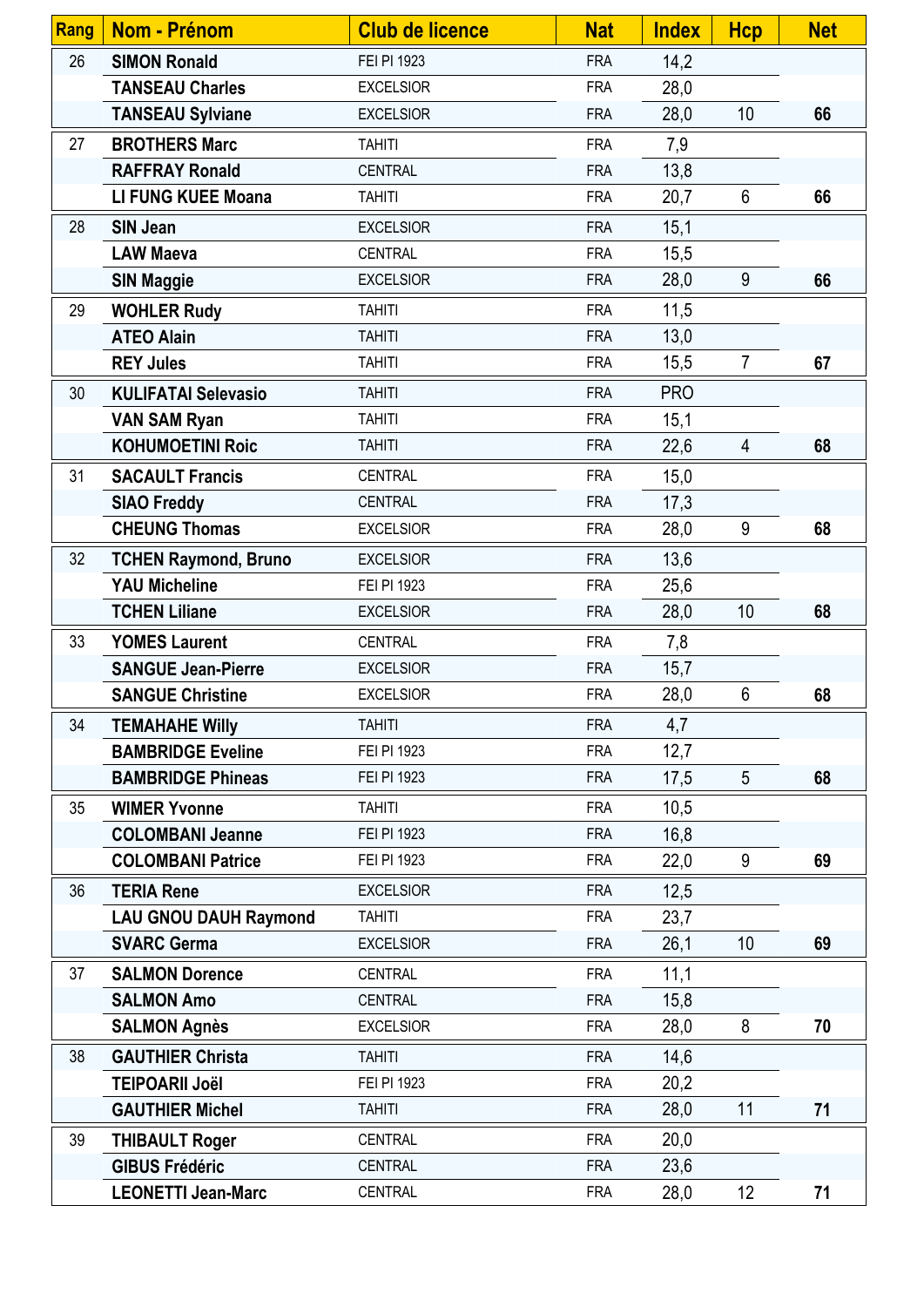| Rang | Nom - Prénom | Club de licence | Nat | Index | Hcp | Net |
|---|---|---|---|---|---|---|
| 26 | **SIMON Ronald** | FEI PI 1923 | FRA | 14,2 | | |
| | **TANSEAU Charles** | EXCELSIOR | FRA | 28,0 | | |
| | **TANSEAU Sylviane** | EXCELSIOR | FRA | 28,0 | 10 | **66** |
| 27 | **BROTHERS Marc** | TAHITI | FRA | 7,9 | | |
| | **RAFFRAY Ronald** | CENTRAL | FRA | 13,8 | | |
| | **LI FUNG KUEE Moana** | TAHITI | FRA | 20,7 | 6 | **66** |
| 28 | **SIN Jean** | EXCELSIOR | FRA | 15,1 | | |
| | **LAW Maeva** | CENTRAL | FRA | 15,5 | | |
| | **SIN Maggie** | EXCELSIOR | FRA | 28,0 | 9 | **66** |
| 29 | **WOHLER Rudy** | TAHITI | FRA | 11,5 | | |
| | **ATEO Alain** | TAHITI | FRA | 13,0 | | |
| | **REY Jules** | TAHITI | FRA | 15,5 | 7 | **67** |
| 30 | **KULIFATAI Selevasio** | TAHITI | FRA | PRO | | |
| | **VAN SAM Ryan** | TAHITI | FRA | 15,1 | | |
| | **KOHUMOETINI Roic** | TAHITI | FRA | 22,6 | 4 | **68** |
| 31 | **SACAULT Francis** | CENTRAL | FRA | 15,0 | | |
| | **SIAO Freddy** | CENTRAL | FRA | 17,3 | | |
| | **CHEUNG Thomas** | EXCELSIOR | FRA | 28,0 | 9 | **68** |
| 32 | **TCHEN Raymond, Bruno** | EXCELSIOR | FRA | 13,6 | | |
| | **YAU Micheline** | FEI PI 1923 | FRA | 25,6 | | |
| | **TCHEN Liliane** | EXCELSIOR | FRA | 28,0 | 10 | **68** |
| 33 | **YOMES Laurent** | CENTRAL | FRA | 7,8 | | |
| | **SANGUE Jean-Pierre** | EXCELSIOR | FRA | 15,7 | | |
| | **SANGUE Christine** | EXCELSIOR | FRA | 28,0 | 6 | **68** |
| 34 | **TEMAHAHE Willy** | TAHITI | FRA | 4,7 | | |
| | **BAMBRIDGE Eveline** | FEI PI 1923 | FRA | 12,7 | | |
| | **BAMBRIDGE Phineas** | FEI PI 1923 | FRA | 17,5 | 5 | **68** |
| 35 | **WIMER Yvonne** | TAHITI | FRA | 10,5 | | |
| | **COLOMBANI Jeanne** | FEI PI 1923 | FRA | 16,8 | | |
| | **COLOMBANI Patrice** | FEI PI 1923 | FRA | 22,0 | 9 | **69** |
| 36 | **TERIA Rene** | EXCELSIOR | FRA | 12,5 | | |
| | **LAU GNOU DAUH Raymond** | TAHITI | FRA | 23,7 | | |
| | **SVARC Germa** | EXCELSIOR | FRA | 26,1 | 10 | **69** |
| 37 | **SALMON Dorence** | CENTRAL | FRA | 11,1 | | |
| | **SALMON Amo** | CENTRAL | FRA | 15,8 | | |
| | **SALMON Agnès** | EXCELSIOR | FRA | 28,0 | 8 | **70** |
| 38 | **GAUTHIER Christa** | TAHITI | FRA | 14,6 | | |
| | **TEIPOARII Joël** | FEI PI 1923 | FRA | 20,2 | | |
| | **GAUTHIER Michel** | TAHITI | FRA | 28,0 | 11 | **71** |
| 39 | **THIBAULT Roger** | CENTRAL | FRA | 20,0 | | |
| | **GIBUS Frédéric** | CENTRAL | FRA | 23,6 | | |
| | **LEONETTI Jean-Marc** | CENTRAL | FRA | 28,0 | 12 | **71** |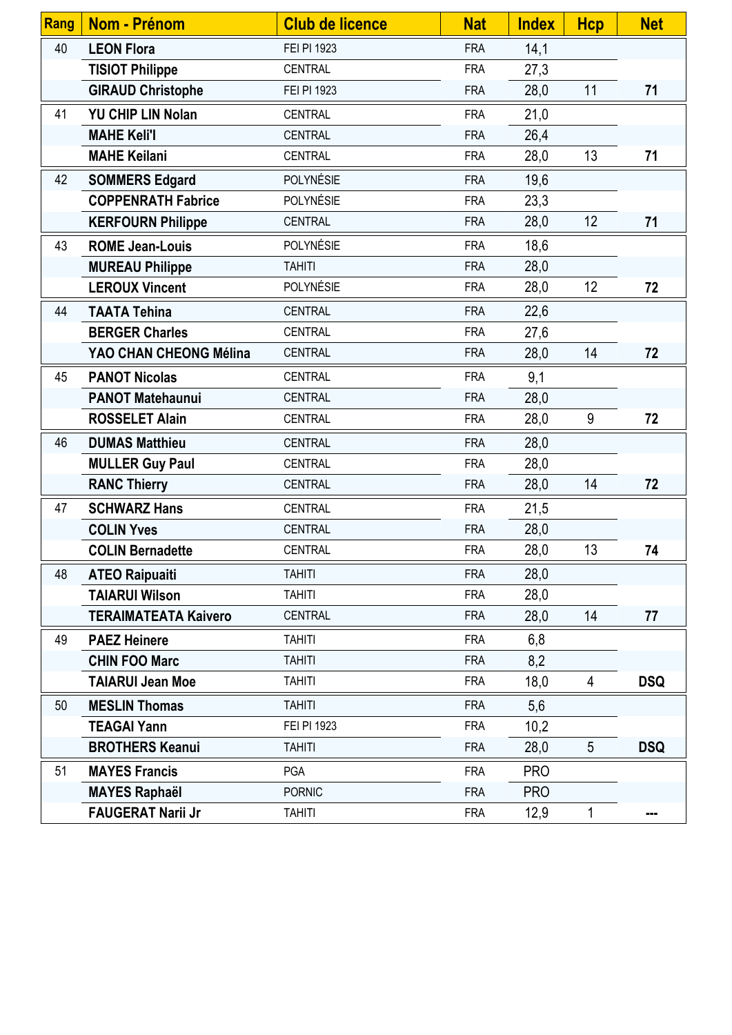| Rang | Nom - Prénom | Club de licence | Nat | Index | Hcp | Net |
|---|---|---|---|---|---|---|
| 40 | **LEON Flora** | FEI PI 1923 | FRA | 14,1 | | |
| | **TISIOT Philippe** | CENTRAL | FRA | 27,3 | | |
| | **GIRAUD Christophe** | FEI PI 1923 | FRA | 28,0 | 11 | **71** |
| 41 | **YU CHIP LIN Nolan** | CENTRAL | FRA | 21,0 | | |
| | **MAHE Keli'I** | CENTRAL | FRA | 26,4 | | |
| | **MAHE Keilani** | CENTRAL | FRA | 28,0 | 13 | **71** |
| 42 | **SOMMERS Edgard** | POLYNÉSIE | FRA | 19,6 | | |
| | **COPPENRATH Fabrice** | POLYNÉSIE | FRA | 23,3 | | |
| | **KERFOURN Philippe** | CENTRAL | FRA | 28,0 | 12 | **71** |
| 43 | **ROME Jean-Louis** | POLYNÉSIE | FRA | 18,6 | | |
| | **MUREAU Philippe** | TAHITI | FRA | 28,0 | | |
| | **LEROUX Vincent** | POLYNÉSIE | FRA | 28,0 | 12 | **72** |
| 44 | **TAATA Tehina** | CENTRAL | FRA | 22,6 | | |
| | **BERGER Charles** | CENTRAL | FRA | 27,6 | | |
| | **YAO CHAN CHEONG Mélina** | CENTRAL | FRA | 28,0 | 14 | **72** |
| 45 | **PANOT Nicolas** | CENTRAL | FRA | 9,1 | | |
| | **PANOT Matehaunui** | CENTRAL | FRA | 28,0 | | |
| | **ROSSELET Alain** | CENTRAL | FRA | 28,0 | 9 | **72** |
| 46 | **DUMAS Matthieu** | CENTRAL | FRA | 28,0 | | |
| | **MULLER Guy Paul** | CENTRAL | FRA | 28,0 | | |
| | **RANC Thierry** | CENTRAL | FRA | 28,0 | 14 | **72** |
| 47 | **SCHWARZ Hans** | CENTRAL | FRA | 21,5 | | |
| | **COLIN Yves** | CENTRAL | FRA | 28,0 | | |
| | **COLIN Bernadette** | CENTRAL | FRA | 28,0 | 13 | **74** |
| 48 | **ATEO Raipuaiti** | TAHITI | FRA | 28,0 | | |
| | **TAIARUI Wilson** | TAHITI | FRA | 28,0 | | |
| | **TERAIMATEATA Kaivero** | CENTRAL | FRA | 28,0 | 14 | **77** |
| 49 | **PAEZ Heinere** | TAHITI | FRA | 6,8 | | |
| | **CHIN FOO Marc** | TAHITI | FRA | 8,2 | | |
| | **TAIARUI Jean Moe** | TAHITI | FRA | 18,0 | 4 | **DSQ** |
| 50 | **MESLIN Thomas** | TAHITI | FRA | 5,6 | | |
| | **TEAGAI Yann** | FEI PI 1923 | FRA | 10,2 | | |
| | **BROTHERS Keanui** | TAHITI | FRA | 28,0 | 5 | **DSQ** |
| 51 | **MAYES Francis** | PGA | FRA | PRO | | |
| | **MAYES Raphaël** | PORNIC | FRA | PRO | | |
| | **FAUGERAT Narii Jr** | TAHITI | FRA | 12,9 | 1 | **---** |